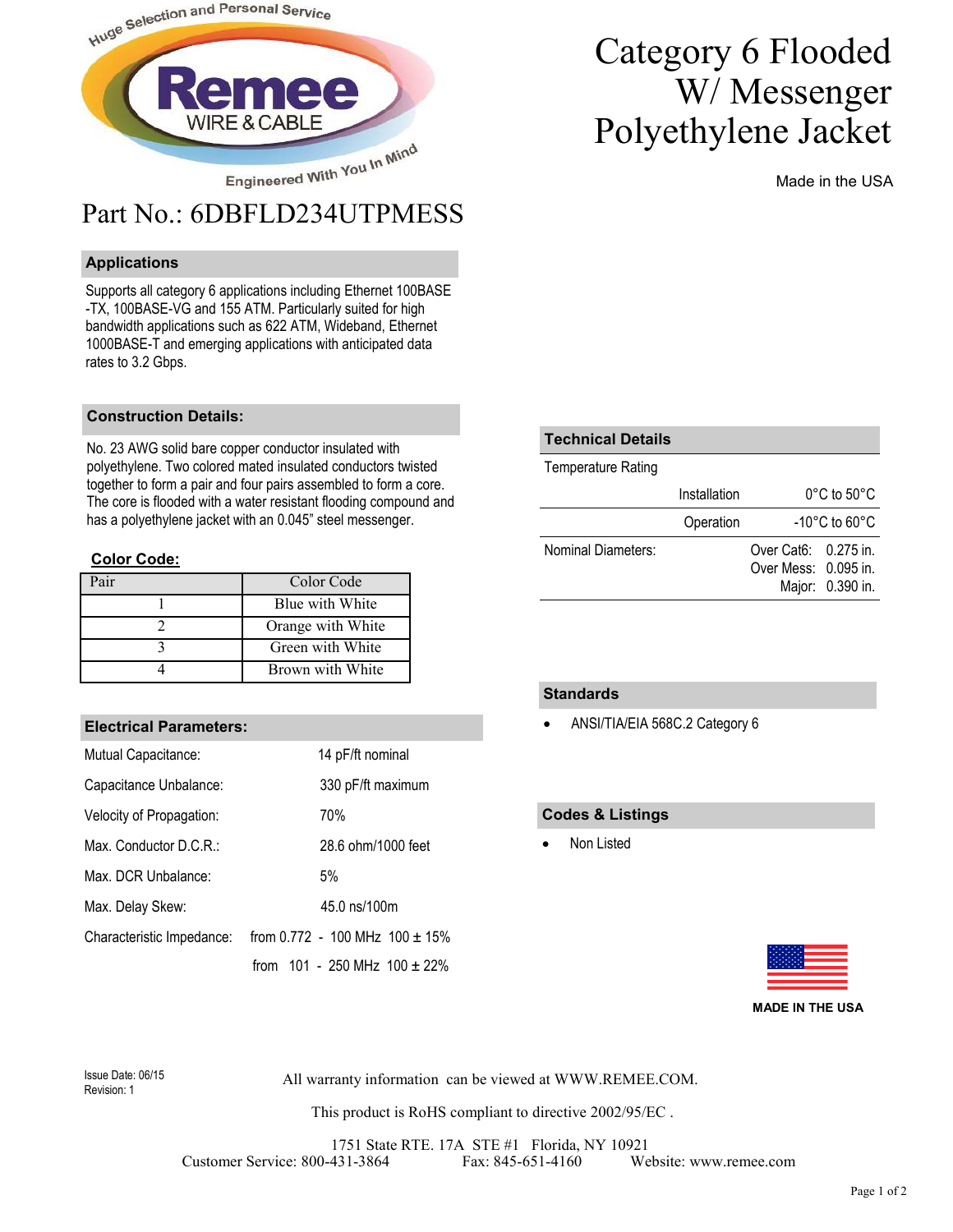# Category 6 Flooded W/ Messenger Polyethylene Jacket

Made in the USA

## Part No.: 6DBFLD234UTPMESS

### Applications

Supports all category 6 applications including Ethernet 100BASE -TX, 100BASE-VG and 155 ATM. Particularly suited for high bandwidth applications such as 622 ATM, Wideband, Ethernet 1000BASE-T and emerging applications with anticipated data rates to 3.2 Gbps.

### Construction Details:

No. 23 AWG solid bare copper conductor insulated with polyethylene. Two colored mated insulated conductors twisted together to form a pair and four pairs assembled to form a core. The core is flooded with a water resistant flooding compound and has a polyethylene jacket with an 0.045" steel messenger.

**Color Code:**

| Pair | Color Code |
|---|---|
| 1 | Blue with White |
| 2 | Orange with White |
| 3 | Green with White |
| 4 | Brown with White |

### Electrical Parameters:

| | |
|---|---|
| Mutual Capacitance: | 14 pF/ft nominal |
| Capacitance Unbalance: | 330 pF/ft maximum |
| Velocity of Propagation: | 70% |
| Max. Conductor D.C.R.: | 28.6 ohm/1000 feet |
| Max. DCR Unbalance: | 5% |
| Max. Delay Skew: | 45.0 ns/100m |
| Characteristic Impedance: | from 0.772 - 100 MHz 100 ± 15% |
| | from 101 - 250 MHz 100 ± 22% |

### Technical Details

| Temperature Rating | | |
|---|---|---|
| | Installation | 0°C to 50°C |
| | Operation | -10°C to 60°C |
| Nominal Diameters: | Over Cat6: | 0.275 in. |
| | Over Mess: | 0.095 in. |
| | Major: | 0.390 in. |

### Standards

- ANSI/TIA/EIA 568C.2 Category 6

### Codes & Listings

- Non Listed

MADE IN THE USA

Issue Date: 06/15
Revision: 1

All warranty information can be viewed at WWW.REMEE.COM.

This product is RoHS compliant to directive 2002/95/EC .

1751 State RTE. 17A STE #1 Florida, NY 10921
Customer Service: 800-431-3864 Fax: 845-651-4160 Website: www.remee.com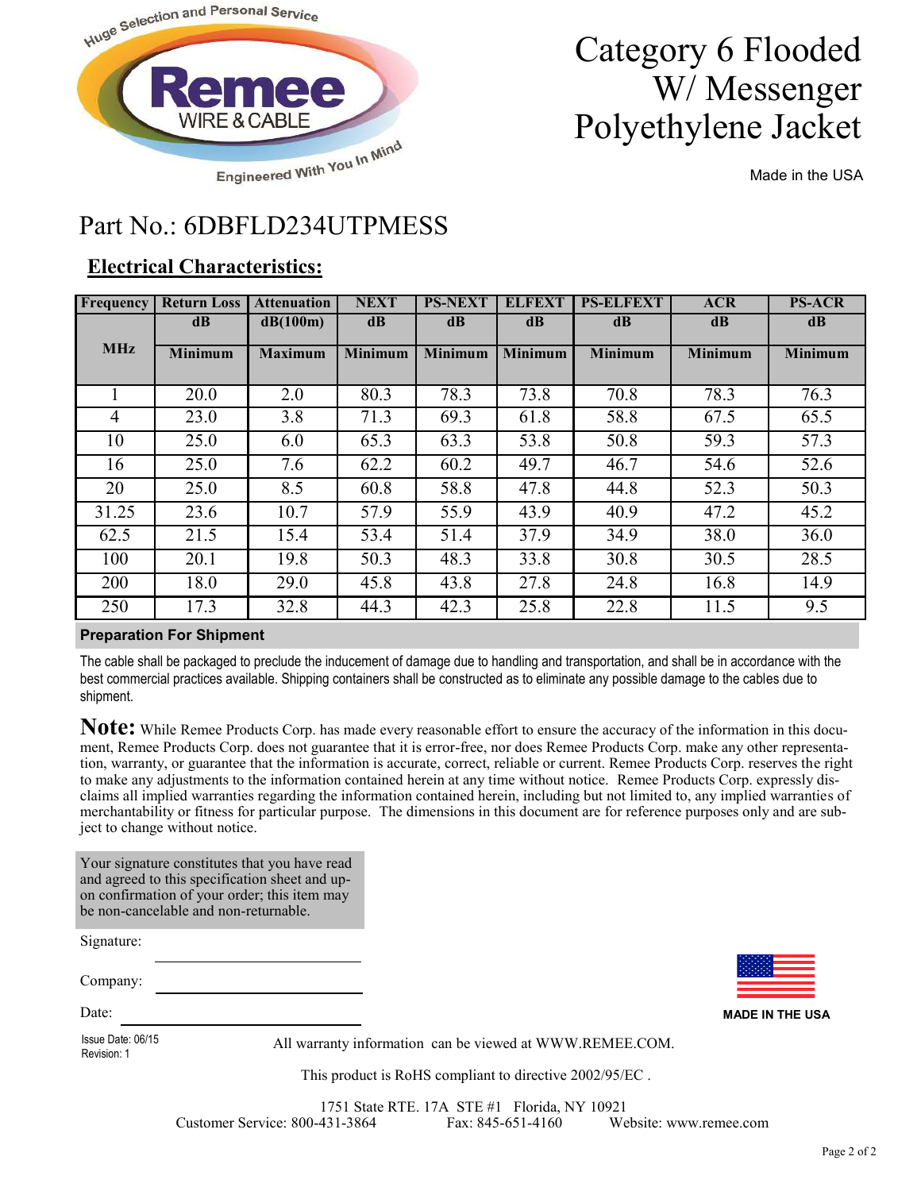# Category 6 Flooded W/ Messenger Polyethylene Jacket

Made in the USA

## Part No.: 6DBFLD234UTPMESS

### **Electrical Characteristics:**

| Frequency | Return Loss | Attenuation | NEXT | PS-NEXT | ELFEXT | PS-ELFEXT | ACR | PS-ACR |
|---|---|---|---|---|---|---|---|---|
| MHz | dB | dB(100m) | dB | dB | dB | dB | dB | dB |
| | Minimum | Maximum | Minimum | Minimum | Minimum | Minimum | Minimum | Minimum |
| 1 | 20.0 | 2.0 | 80.3 | 78.3 | 73.8 | 70.8 | 78.3 | 76.3 |
| 4 | 23.0 | 3.8 | 71.3 | 69.3 | 61.8 | 58.8 | 67.5 | 65.5 |
| 10 | 25.0 | 6.0 | 65.3 | 63.3 | 53.8 | 50.8 | 59.3 | 57.3 |
| 16 | 25.0 | 7.6 | 62.2 | 60.2 | 49.7 | 46.7 | 54.6 | 52.6 |
| 20 | 25.0 | 8.5 | 60.8 | 58.8 | 47.8 | 44.8 | 52.3 | 50.3 |
| 31.25 | 23.6 | 10.7 | 57.9 | 55.9 | 43.9 | 40.9 | 47.2 | 45.2 |
| 62.5 | 21.5 | 15.4 | 53.4 | 51.4 | 37.9 | 34.9 | 38.0 | 36.0 |
| 100 | 20.1 | 19.8 | 50.3 | 48.3 | 33.8 | 30.8 | 30.5 | 28.5 |
| 200 | 18.0 | 29.0 | 45.8 | 43.8 | 27.8 | 24.8 | 16.8 | 14.9 |
| 250 | 17.3 | 32.8 | 44.3 | 42.3 | 25.8 | 22.8 | 11.5 | 9.5 |

**Preparation For Shipment**

The cable shall be packaged to preclude the inducement of damage due to handling and transportation, and shall be in accordance with the best commercial practices available. Shipping containers shall be constructed as to eliminate any possible damage to the cables due to shipment.

**Note:** While Remee Products Corp. has made every reasonable effort to ensure the accuracy of the information in this document, Remee Products Corp. does not guarantee that it is error-free, nor does Remee Products Corp. make any other representation, warranty, or guarantee that the information is accurate, correct, reliable or current. Remee Products Corp. reserves the right to make any adjustments to the information contained herein at any time without notice. Remee Products Corp. expressly disclaims all implied warranties regarding the information contained herein, including but not limited to, any implied warranties of merchantability or fitness for particular purpose. The dimensions in this document are for reference purposes only and are subject to change without notice.

Your signature constitutes that you have read and agreed to this specification sheet and upon confirmation of your order; this item may be non-cancelable and non-returnable.

Signature: ____________________

Company: ____________________

Date: ____________________

MADE IN THE USA

Issue Date: 06/15
Revision: 1

All warranty information can be viewed at WWW.REMEE.COM.

This product is RoHS compliant to directive 2002/95/EC .

1751 State RTE. 17A STE #1 Florida, NY 10921
Customer Service: 800-431-3864 Fax: 845-651-4160 Website: www.remee.com